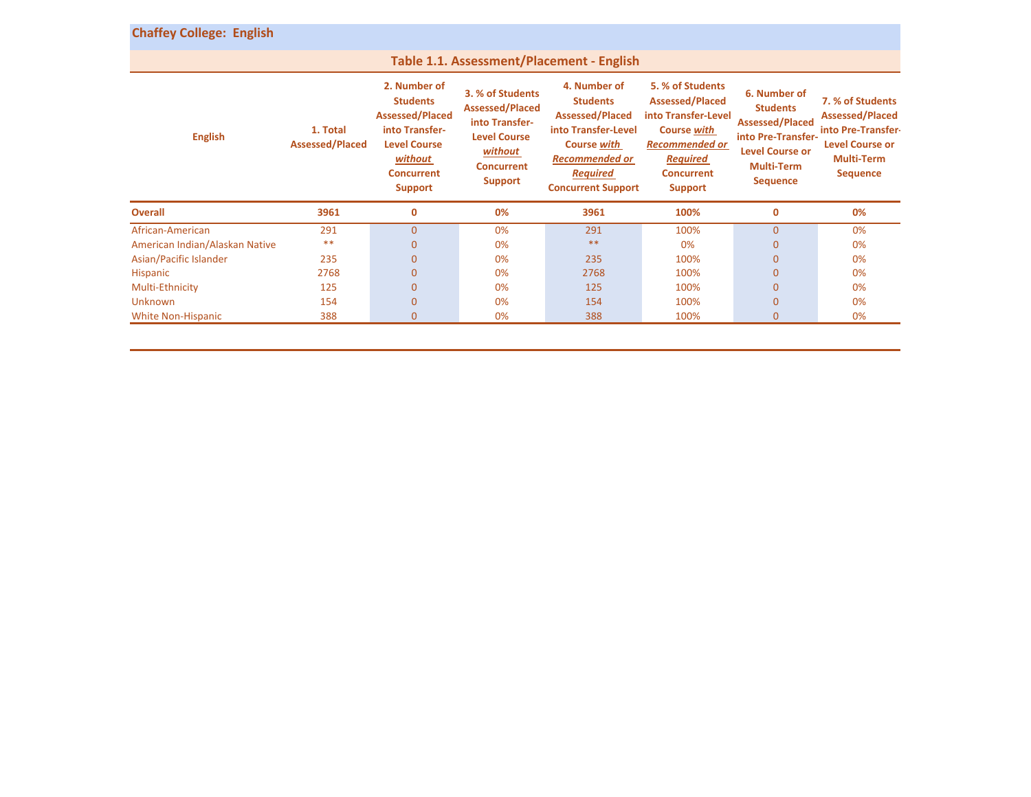## Chaffey College: English

### Table 1.1. Assessment/Placement - English

| English | 1. Total Assessed/Placed | 2. Number of Students Assessed/Placed into Transfer-Level Course *without* Concurrent Support | 3. % of Students Assessed/Placed into Transfer-Level Course *without* Concurrent Support | 4. Number of Students Assessed/Placed into Transfer-Level Course *with Recommended or Required* Concurrent Support | 5. % of Students Assessed/Placed into Transfer-Level Course *with Recommended or Required* Concurrent Support | 6. Number of Students Assessed/Placed into Pre-Transfer-Level Course or Multi-Term Sequence | 7. % of Students Assessed/Placed into Pre-Transfer-Level Course or Multi-Term Sequence |
|---|---|---|---|---|---|---|---|
| **Overall** | **3961** | **0** | **0%** | **3961** | **100%** | **0** | **0%** |
| African-American | 291 | 0 | 0% | 291 | 100% | 0 | 0% |
| American Indian/Alaskan Native | ** | 0 | 0% | ** | 0% | 0 | 0% |
| Asian/Pacific Islander | 235 | 0 | 0% | 235 | 100% | 0 | 0% |
| Hispanic | 2768 | 0 | 0% | 2768 | 100% | 0 | 0% |
| Multi-Ethnicity | 125 | 0 | 0% | 125 | 100% | 0 | 0% |
| Unknown | 154 | 0 | 0% | 154 | 100% | 0 | 0% |
| White Non-Hispanic | 388 | 0 | 0% | 388 | 100% | 0 | 0% |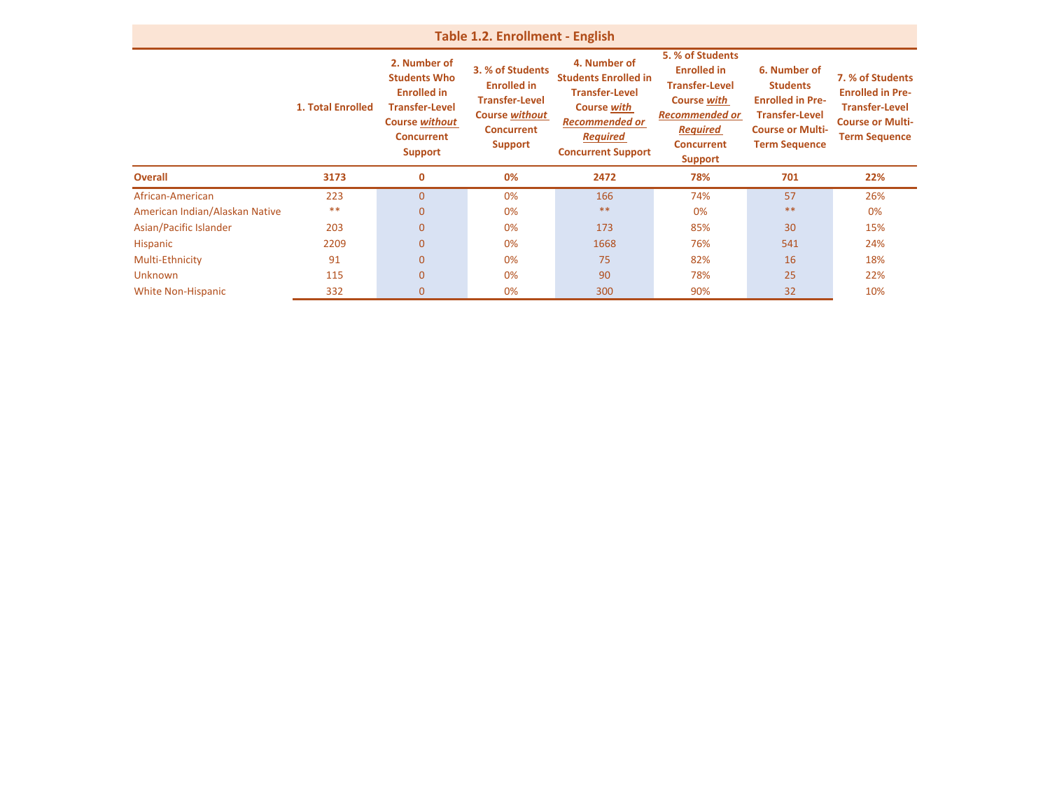## Table 1.2. Enrollment - English

| | 1. Total Enrolled | 2. Number of Students Who Enrolled in Transfer-Level Course *without* Concurrent Support | 3. % of Students Enrolled in Transfer-Level Course *without* Concurrent Support | 4. Number of Students Enrolled in Transfer-Level Course *with Recommended or Required* Concurrent Support | 5. % of Students Enrolled in Transfer-Level Course *with Recommended or Required* Concurrent Support | 6. Number of Students Enrolled in Pre-Transfer-Level Course or Multi-Term Sequence | 7. % of Students Enrolled in Pre-Transfer-Level Course or Multi-Term Sequence |
|---|---|---|---|---|---|---|---|
| **Overall** | **3173** | **0** | **0%** | **2472** | **78%** | **701** | **22%** |
| African-American | 223 | 0 | 0% | 166 | 74% | 57 | 26% |
| American Indian/Alaskan Native | ** | 0 | 0% | ** | 0% | ** | 0% |
| Asian/Pacific Islander | 203 | 0 | 0% | 173 | 85% | 30 | 15% |
| Hispanic | 2209 | 0 | 0% | 1668 | 76% | 541 | 24% |
| Multi-Ethnicity | 91 | 0 | 0% | 75 | 82% | 16 | 18% |
| Unknown | 115 | 0 | 0% | 90 | 78% | 25 | 22% |
| White Non-Hispanic | 332 | 0 | 0% | 300 | 90% | 32 | 10% |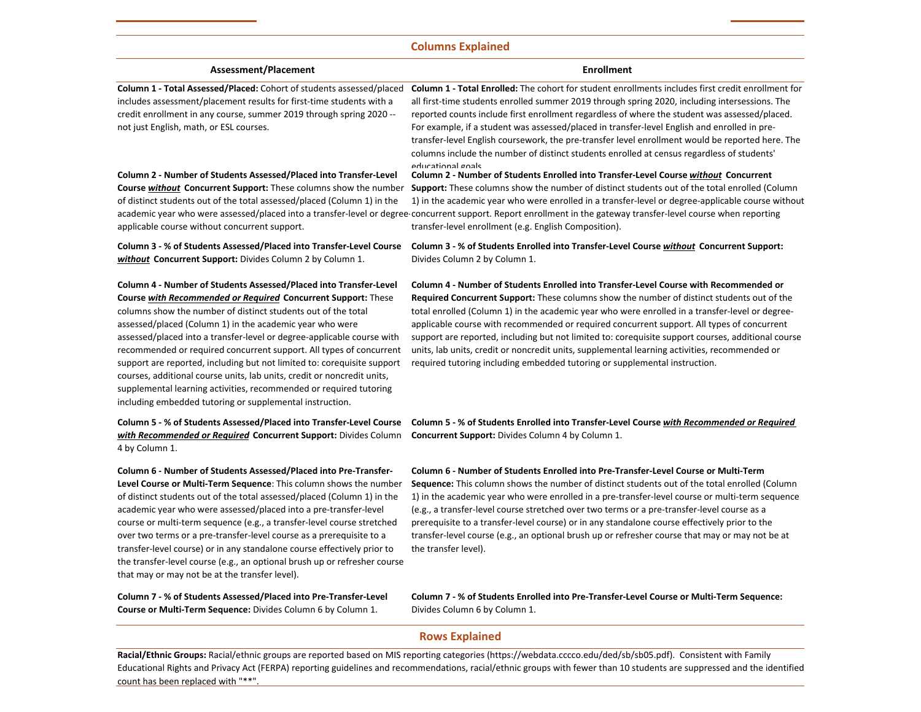## Columns Explained

| Assessment/Placement | Enrollment |
| --- | --- |
| **Column 1 - Total Assessed/Placed:** Cohort of students assessed/placed includes assessment/placement results for first-time students with a credit enrollment in any course, summer 2019 through spring 2020 -- not just English, math, or ESL courses. | **Column 1 - Total Enrolled:** The cohort for student enrollments includes first credit enrollment for all first-time students enrolled summer 2019 through spring 2020, including intersessions. The reported counts include first enrollment regardless of where the student was assessed/placed. For example, if a student was assessed/placed in transfer-level English and enrolled in pre-transfer-level English coursework, the pre-transfer level enrollment would be reported here. The columns include the number of distinct students enrolled at census regardless of students' educational goals. |
| **Column 2 - Number of Students Assessed/Placed into Transfer-Level Course *without* Concurrent Support:** These columns show the number of distinct students out of the total assessed/placed (Column 1) in the academic year who were assessed/placed into a transfer-level or degree-applicable course without concurrent support. | **Column 2 - Number of Students Enrolled into Transfer-Level Course *without* Concurrent Support:** These columns show the number of distinct students out of the total enrolled (Column 1) in the academic year who were enrolled in a transfer-level or degree-applicable course without concurrent support. Report enrollment in the gateway transfer-level course when reporting transfer-level enrollment (e.g. English Composition). |
| **Column 3 - % of Students Assessed/Placed into Transfer-Level Course *without* Concurrent Support:** Divides Column 2 by Column 1. | **Column 3 - % of Students Enrolled into Transfer-Level Course *without* Concurrent Support:** Divides Column 2 by Column 1. |
| **Column 4 - Number of Students Assessed/Placed into Transfer-Level Course *with Recommended or Required* Concurrent Support:** These columns show the number of distinct students out of the total assessed/placed (Column 1) in the academic year who were assessed/placed into a transfer-level or degree-applicable course with recommended or required concurrent support. All types of concurrent support are reported, including but not limited to: corequisite support courses, additional course units, lab units, credit or noncredit units, supplemental learning activities, recommended or required tutoring including embedded tutoring or supplemental instruction. | **Column 4 - Number of Students Enrolled into Transfer-Level Course with Recommended or Required Concurrent Support:** These columns show the number of distinct students out of the total enrolled (Column 1) in the academic year who were enrolled in a transfer-level or degree-applicable course with recommended or required concurrent support. All types of concurrent support are reported, including but not limited to: corequisite support courses, additional course units, lab units, credit or noncredit units, supplemental learning activities, recommended or required tutoring including embedded tutoring or supplemental instruction. |
| **Column 5 - % of Students Assessed/Placed into Transfer-Level Course *with Recommended or Required* Concurrent Support:** Divides Column 4 by Column 1. | **Column 5 - % of Students Enrolled into Transfer-Level Course *with Recommended or Required* Concurrent Support:** Divides Column 4 by Column 1. |
| **Column 6 - Number of Students Assessed/Placed into Pre-Transfer-Level Course or Multi-Term Sequence**: This column shows the number of distinct students out of the total assessed/placed (Column 1) in the academic year who were assessed/placed into a pre-transfer-level course or multi-term sequence (e.g., a transfer-level course stretched over two terms or a pre-transfer-level course as a prerequisite to a transfer-level course) or in any standalone course effectively prior to the transfer-level course (e.g., an optional brush up or refresher course that may or may not be at the transfer level). | **Column 6 - Number of Students Enrolled into Pre-Transfer-Level Course or Multi-Term Sequence:** This column shows the number of distinct students out of the total enrolled (Column 1) in the academic year who were enrolled in a pre-transfer-level course or multi-term sequence (e.g., a transfer-level course stretched over two terms or a pre-transfer-level course as a prerequisite to a transfer-level course) or in any standalone course effectively prior to the transfer-level course (e.g., an optional brush up or refresher course that may or may not be at the transfer level). |
| **Column 7 - % of Students Assessed/Placed into Pre-Transfer-Level Course or Multi-Term Sequence:** Divides Column 6 by Column 1. | **Column 7 - % of Students Enrolled into Pre-Transfer-Level Course or Multi-Term Sequence:** Divides Column 6 by Column 1. |

## Rows Explained

**Racial/Ethnic Groups:** Racial/ethnic groups are reported based on MIS reporting categories (https://webdata.cccco.edu/ded/sb/sb05.pdf). Consistent with Family Educational Rights and Privacy Act (FERPA) reporting guidelines and recommendations, racial/ethnic groups with fewer than 10 students are suppressed and the identified count has been replaced with "**".